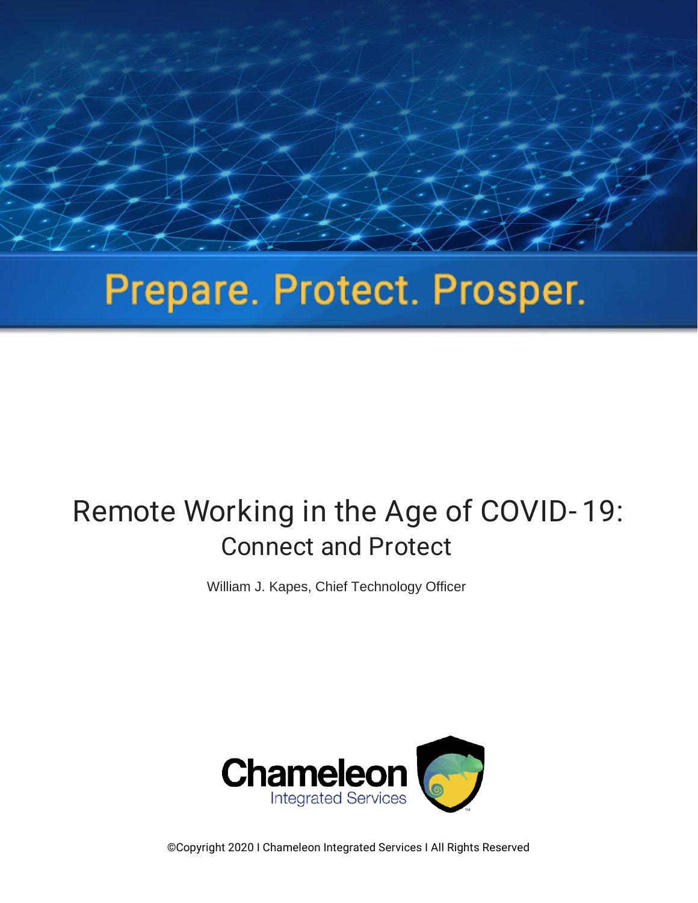Prepare. Protect. Prosper.

# Remote Working in the Age of COVID-19:

## Connect and Protect

William J. Kapes, Chief Technology Officer

Chameleon
Integrated Services

©Copyright 2020 I Chameleon Integrated Services I All Rights Reserved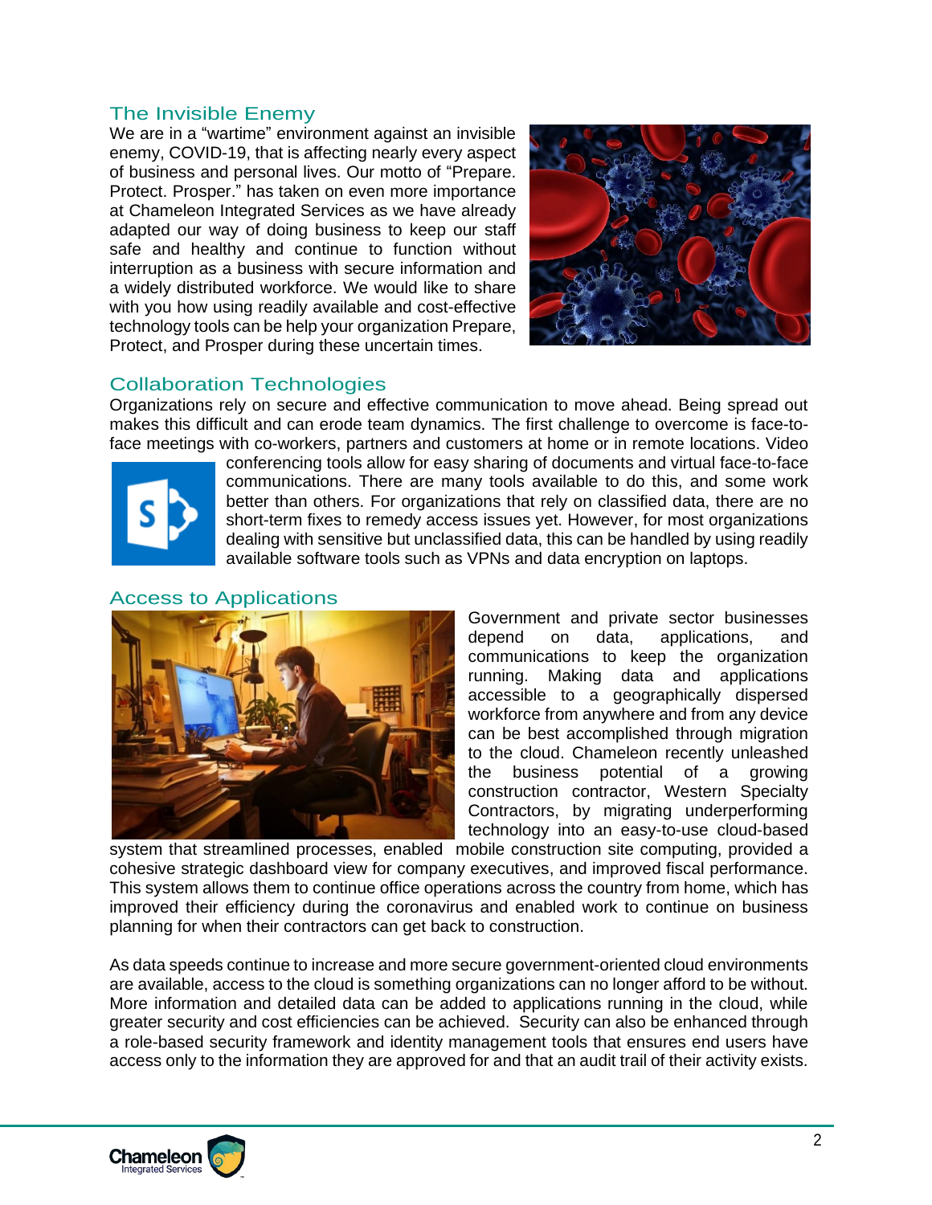## The Invisible Enemy

We are in a "wartime" environment against an invisible enemy, COVID-19, that is affecting nearly every aspect of business and personal lives. Our motto of "Prepare. Protect. Prosper." has taken on even more importance at Chameleon Integrated Services as we have already adapted our way of doing business to keep our staff safe and healthy and continue to function without interruption as a business with secure information and a widely distributed workforce. We would like to share with you how using readily available and cost-effective technology tools can be help your organization Prepare, Protect, and Prosper during these uncertain times.

## Collaboration Technologies

Organizations rely on secure and effective communication to move ahead. Being spread out makes this difficult and can erode team dynamics. The first challenge to overcome is face-to-face meetings with co-workers, partners and customers at home or in remote locations. Video conferencing tools allow for easy sharing of documents and virtual face-to-face communications. There are many tools available to do this, and some work better than others. For organizations that rely on classified data, there are no short-term fixes to remedy access issues yet. However, for most organizations dealing with sensitive but unclassified data, this can be handled by using readily available software tools such as VPNs and data encryption on laptops.

## Access to Applications

Government and private sector businesses depend on data, applications, and communications to keep the organization running. Making data and applications accessible to a geographically dispersed workforce from anywhere and from any device can be best accomplished through migration to the cloud. Chameleon recently unleashed the business potential of a growing construction contractor, Western Specialty Contractors, by migrating underperforming technology into an easy-to-use cloud-based system that streamlined processes, enabled mobile construction site computing, provided a cohesive strategic dashboard view for company executives, and improved fiscal performance. This system allows them to continue office operations across the country from home, which has improved their efficiency during the coronavirus and enabled work to continue on business planning for when their contractors can get back to construction.

As data speeds continue to increase and more secure government-oriented cloud environments are available, access to the cloud is something organizations can no longer afford to be without. More information and detailed data can be added to applications running in the cloud, while greater security and cost efficiencies can be achieved. Security can also be enhanced through a role-based security framework and identity management tools that ensures end users have access only to the information they are approved for and that an audit trail of their activity exists.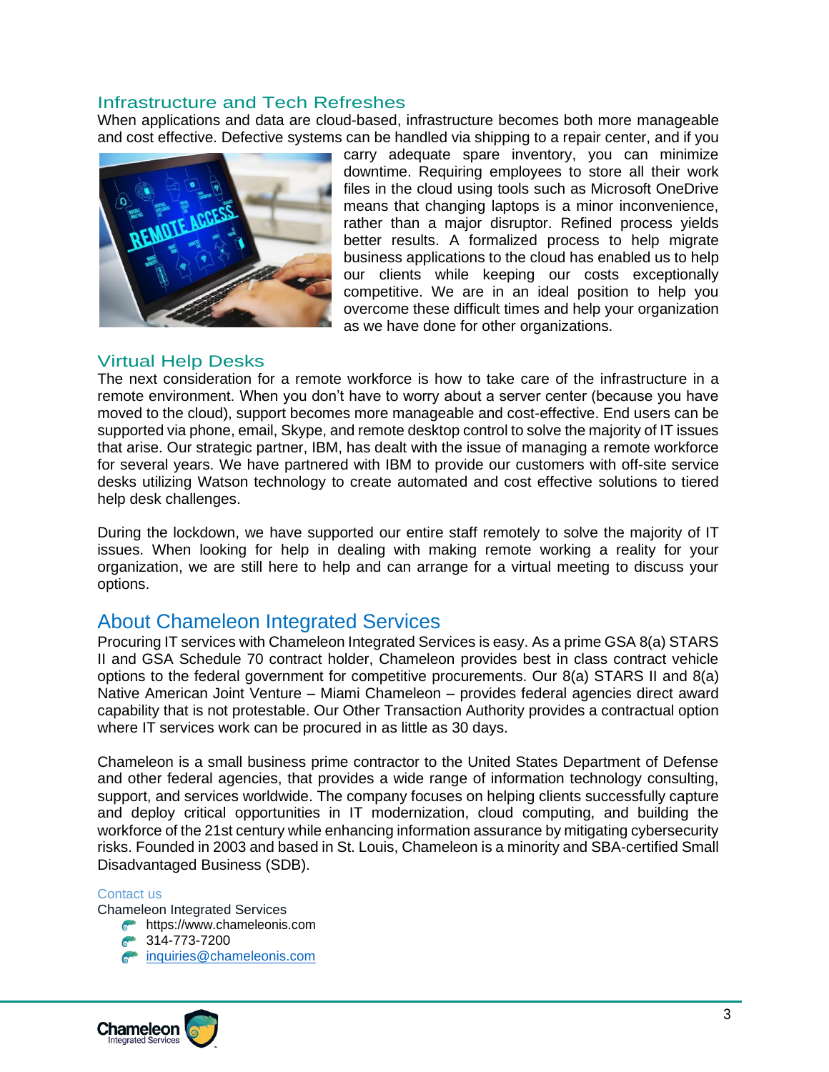## Infrastructure and Tech Refreshes

When applications and data are cloud-based, infrastructure becomes both more manageable and cost effective. Defective systems can be handled via shipping to a repair center, and if you carry adequate spare inventory, you can minimize downtime. Requiring employees to store all their work files in the cloud using tools such as Microsoft OneDrive means that changing laptops is a minor inconvenience, rather than a major disruptor. Refined process yields better results. A formalized process to help migrate business applications to the cloud has enabled us to help our clients while keeping our costs exceptionally competitive. We are in an ideal position to help you overcome these difficult times and help your organization as we have done for other organizations.

## Virtual Help Desks

The next consideration for a remote workforce is how to take care of the infrastructure in a remote environment. When you don't have to worry about a server center (because you have moved to the cloud), support becomes more manageable and cost-effective. End users can be supported via phone, email, Skype, and remote desktop control to solve the majority of IT issues that arise. Our strategic partner, IBM, has dealt with the issue of managing a remote workforce for several years. We have partnered with IBM to provide our customers with off-site service desks utilizing Watson technology to create automated and cost effective solutions to tiered help desk challenges.

During the lockdown, we have supported our entire staff remotely to solve the majority of IT issues. When looking for help in dealing with making remote working a reality for your organization, we are still here to help and can arrange for a virtual meeting to discuss your options.

# About Chameleon Integrated Services

Procuring IT services with Chameleon Integrated Services is easy. As a prime GSA 8(a) STARS II and GSA Schedule 70 contract holder, Chameleon provides best in class contract vehicle options to the federal government for competitive procurements. Our 8(a) STARS II and 8(a) Native American Joint Venture – Miami Chameleon – provides federal agencies direct award capability that is not protestable. Our Other Transaction Authority provides a contractual option where IT services work can be procured in as little as 30 days.

Chameleon is a small business prime contractor to the United States Department of Defense and other federal agencies, that provides a wide range of information technology consulting, support, and services worldwide. The company focuses on helping clients successfully capture and deploy critical opportunities in IT modernization, cloud computing, and building the workforce of the 21st century while enhancing information assurance by mitigating cybersecurity risks. Founded in 2003 and based in St. Louis, Chameleon is a minority and SBA-certified Small Disadvantaged Business (SDB).

### Contact us

Chameleon Integrated Services

- https://www.chameleonis.com
- 314-773-7200
- inquiries@chameleonis.com